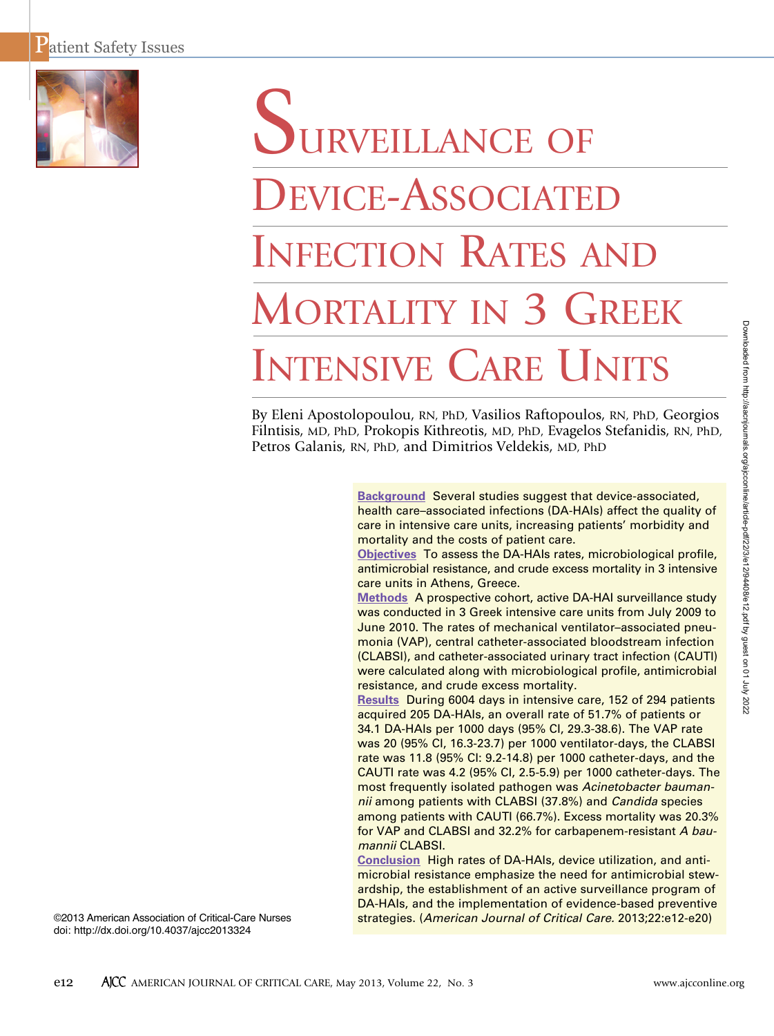Patient Safety Issues

# Surveillance of Device-Associated Infection Rates and Mortality in 3 Greek Intensive Care Units

By Eleni Apostolopoulou, RN, PhD, Vasilios Raftopoulos, RN, PhD, Georgios Filntisis, MD, PhD, Prokopis Kithreotis, MD, PhD, Evagelos Stefanidis, RN, PhD, Petros Galanis, RN, PhD, and Dimitrios Veldekis, MD, PhD

**Background** Several studies suggest that device-associated, health care–associated infections (DA-HAIs) affect the quality of care in intensive care units, increasing patients' morbidity and mortality and the costs of patient care.

**Objectives** To assess the DA-HAIs rates, microbiological profile, antimicrobial resistance, and crude excess mortality in 3 intensive care units in Athens, Greece.

**Methods** A prospective cohort, active DA-HAI surveillance study was conducted in 3 Greek intensive care units from July 2009 to June 2010. The rates of mechanical ventilator–associated pneumonia (VAP), central catheter-associated bloodstream infection (CLABSI), and catheter-associated urinary tract infection (CAUTI) were calculated along with microbiological profile, antimicrobial resistance, and crude excess mortality.

**Results** During 6004 days in intensive care, 152 of 294 patients acquired 205 DA-HAIs, an overall rate of 51.7% of patients or 34.1 DA-HAIs per 1000 days (95% CI, 29.3-38.6). The VAP rate was 20 (95% CI, 16.3-23.7) per 1000 ventilator-days, the CLABSI rate was 11.8 (95% CI: 9.2-14.8) per 1000 catheter-days, and the CAUTI rate was 4.2 (95% CI, 2.5-5.9) per 1000 catheter-days. The most frequently isolated pathogen was *Acinetobacter baumannii* among patients with CLABSI (37.8%) and *Candida* species among patients with CAUTI (66.7%). Excess mortality was 20.3% for VAP and CLABSI and 32.2% for carbapenem-resistant *A baumannii* CLABSI.

**Conclusion** High rates of DA-HAIs, device utilization, and antimicrobial resistance emphasize the need for antimicrobial stewardship, the establishment of an active surveillance program of DA-HAIs, and the implementation of evidence-based preventive strategies. (*American Journal of Critical Care.* 2013;22:e12-e20)

©2013 American Association of Critical-Care Nurses
doi: http://dx.doi.org/10.4037/ajcc2013324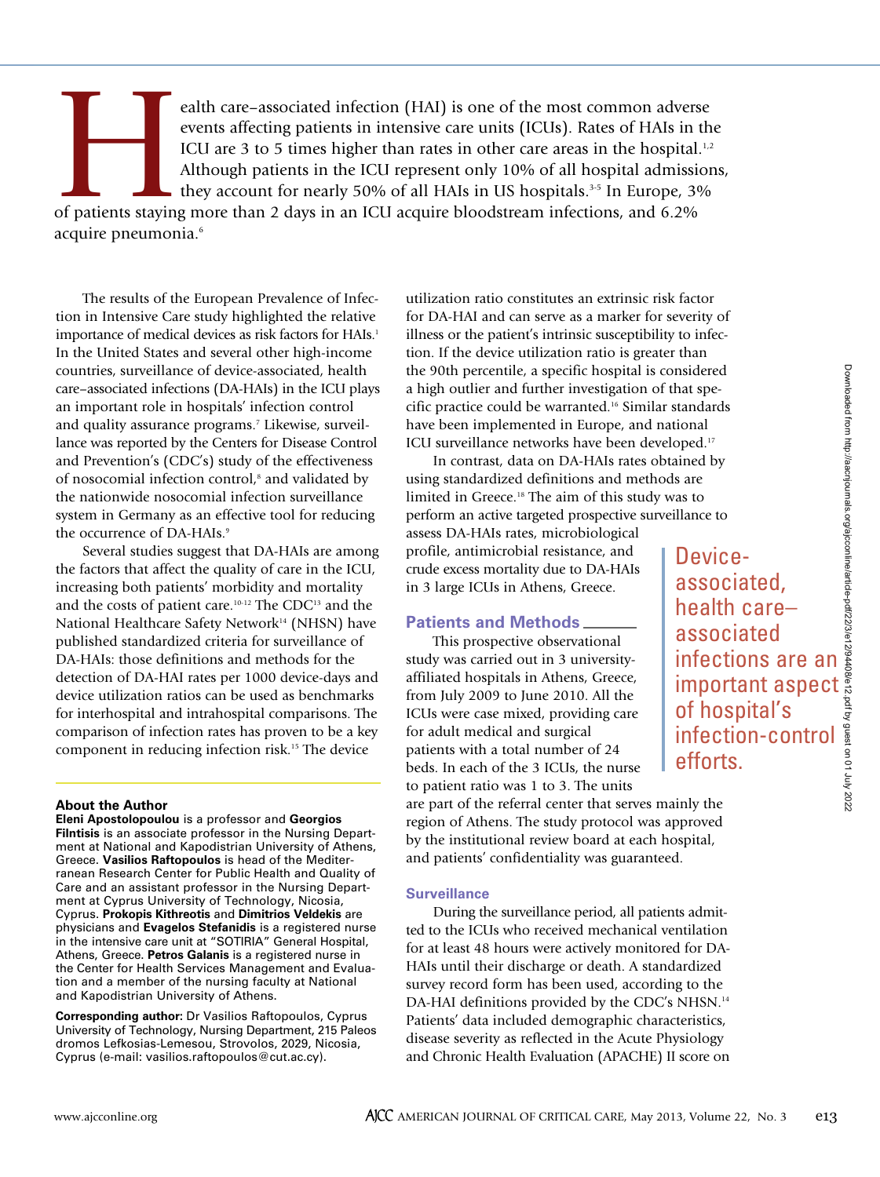Health care–associated infection (HAI) is one of the most common adverse events affecting patients in intensive care units (ICUs). Rates of HAIs in the ICU are 3 to 5 times higher than rates in other care areas in the hospital.[1,2] Although patients in the ICU represent only 10% of all hospital admissions, they account for nearly 50% of all HAIs in US hospitals.[3-5] In Europe, 3% of patients staying more than 2 days in an ICU acquire bloodstream infections, and 6.2% acquire pneumonia.[6]

The results of the European Prevalence of Infection in Intensive Care study highlighted the relative importance of medical devices as risk factors for HAIs.[1] In the United States and several other high-income countries, surveillance of device-associated, health care–associated infections (DA-HAIs) in the ICU plays an important role in hospitals' infection control and quality assurance programs.[7] Likewise, surveillance was reported by the Centers for Disease Control and Prevention's (CDC's) study of the effectiveness of nosocomial infection control,[8] and validated by the nationwide nosocomial infection surveillance system in Germany as an effective tool for reducing the occurrence of DA-HAIs.[9]

Several studies suggest that DA-HAIs are among the factors that affect the quality of care in the ICU, increasing both patients' morbidity and mortality and the costs of patient care.[10-12] The CDC[13] and the National Healthcare Safety Network[14] (NHSN) have published standardized criteria for surveillance of DA-HAIs: those definitions and methods for the detection of DA-HAI rates per 1000 device-days and device utilization ratios can be used as benchmarks for interhospital and intrahospital comparisons. The comparison of infection rates has proven to be a key component in reducing infection risk.[15] The device utilization ratio constitutes an extrinsic risk factor for DA-HAI and can serve as a marker for severity of illness or the patient's intrinsic susceptibility to infection. If the device utilization ratio is greater than the 90th percentile, a specific hospital is considered a high outlier and further investigation of that specific practice could be warranted.[16] Similar standards have been implemented in Europe, and national ICU surveillance networks have been developed.[17]

In contrast, data on DA-HAIs rates obtained by using standardized definitions and methods are limited in Greece.[18] The aim of this study was to perform an active targeted prospective surveillance to assess DA-HAIs rates, microbiological profile, antimicrobial resistance, and crude excess mortality due to DA-HAIs in 3 large ICUs in Athens, Greece.

> Device-associated, health care–associated infections are an important aspect of hospital's infection-control efforts.

## Patients and Methods

This prospective observational study was carried out in 3 university-affiliated hospitals in Athens, Greece, from July 2009 to June 2010. All the ICUs were case mixed, providing care for adult medical and surgical patients with a total number of 24 beds. In each of the 3 ICUs, the nurse to patient ratio was 1 to 3. The units are part of the referral center that serves mainly the region of Athens. The study protocol was approved by the institutional review board at each hospital, and patients' confidentiality was guaranteed.

### Surveillance

During the surveillance period, all patients admitted to the ICUs who received mechanical ventilation for at least 48 hours were actively monitored for DA-HAIs until their discharge or death. A standardized survey record form has been used, according to the DA-HAI definitions provided by the CDC's NHSN.[14] Patients' data included demographic characteristics, disease severity as reflected in the Acute Physiology and Chronic Health Evaluation (APACHE) II score on

**About the Author**

**Eleni Apostolopoulou** is a professor and **Georgios Filntisis** is an associate professor in the Nursing Department at National and Kapodistrian University of Athens, Greece. **Vasilios Raftopoulos** is head of the Mediterranean Research Center for Public Health and Quality of Care and an assistant professor in the Nursing Department at Cyprus University of Technology, Nicosia, Cyprus. **Prokopis Kithreotis** and **Dimitrios Veldekis** are physicians and **Evagelos Stefanidis** is a registered nurse in the intensive care unit at "SOTIRIA" General Hospital, Athens, Greece. **Petros Galanis** is a registered nurse in the Center for Health Services Management and Evaluation and a member of the nursing faculty at National and Kapodistrian University of Athens.

**Corresponding author:** Dr Vasilios Raftopoulos, Cyprus University of Technology, Nursing Department, 215 Paleos dromos Lefkosias-Lemesou, Strovolos, 2029, Nicosia, Cyprus (e-mail: vasilios.raftopoulos@cut.ac.cy).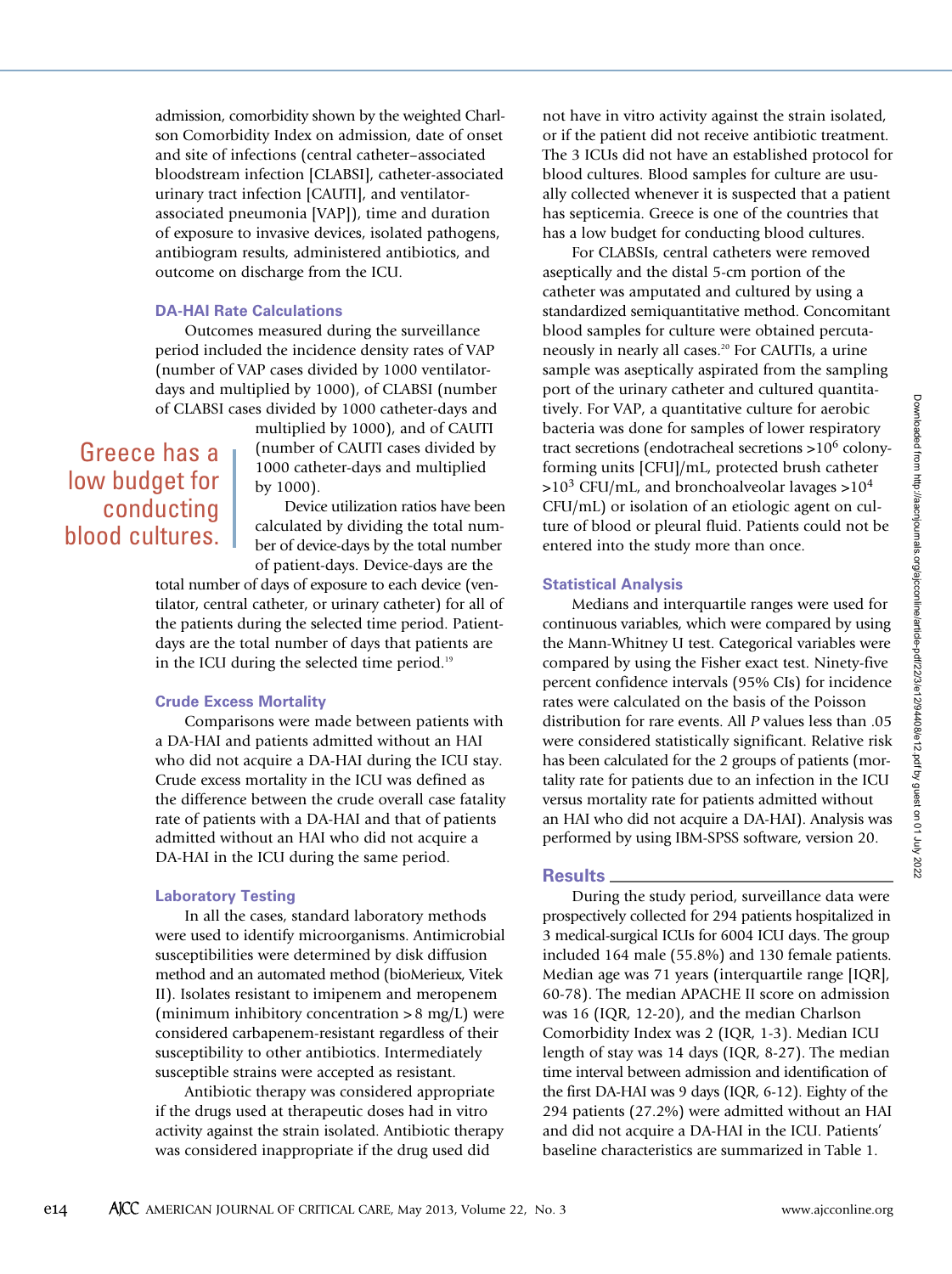admission, comorbidity shown by the weighted Charlson Comorbidity Index on admission, date of onset and site of infections (central catheter–associated bloodstream infection [CLABSI], catheter-associated urinary tract infection [CAUTI], and ventilator-associated pneumonia [VAP]), time and duration of exposure to invasive devices, isolated pathogens, antibiogram results, administered antibiotics, and outcome on discharge from the ICU.

### DA-HAI Rate Calculations

Outcomes measured during the surveillance period included the incidence density rates of VAP (number of VAP cases divided by 1000 ventilator-days and multiplied by 1000), of CLABSI (number of CLABSI cases divided by 1000 catheter-days and multiplied by 1000), and of CAUTI (number of CAUTI cases divided by 1000 catheter-days and multiplied by 1000).

Device utilization ratios have been calculated by dividing the total number of device-days by the total number of patient-days. Device-days are the total number of days of exposure to each device (ventilator, central catheter, or urinary catheter) for all of the patients during the selected time period. Patient-days are the total number of days that patients are in the ICU during the selected time period.[19]

> Greece has a low budget for conducting blood cultures.

### Crude Excess Mortality

Comparisons were made between patients with a DA-HAI and patients admitted without an HAI who did not acquire a DA-HAI during the ICU stay. Crude excess mortality in the ICU was defined as the difference between the crude overall case fatality rate of patients with a DA-HAI and that of patients admitted without an HAI who did not acquire a DA-HAI in the ICU during the same period.

### Laboratory Testing

In all the cases, standard laboratory methods were used to identify microorganisms. Antimicrobial susceptibilities were determined by disk diffusion method and an automated method (bioMerieux, Vitek II). Isolates resistant to imipenem and meropenem (minimum inhibitory concentration > 8 mg/L) were considered carbapenem-resistant regardless of their susceptibility to other antibiotics. Intermediately susceptible strains were accepted as resistant.

Antibiotic therapy was considered appropriate if the drugs used at therapeutic doses had in vitro activity against the strain isolated. Antibiotic therapy was considered inappropriate if the drug used did not have in vitro activity against the strain isolated, or if the patient did not receive antibiotic treatment. The 3 ICUs did not have an established protocol for blood cultures. Blood samples for culture are usually collected whenever it is suspected that a patient has septicemia. Greece is one of the countries that has a low budget for conducting blood cultures.

For CLABSIs, central catheters were removed aseptically and the distal 5-cm portion of the catheter was amputated and cultured by using a standardized semiquantitative method. Concomitant blood samples for culture were obtained percutaneously in nearly all cases.[20] For CAUTIs, a urine sample was aseptically aspirated from the sampling port of the urinary catheter and cultured quantitatively. For VAP, a quantitative culture for aerobic bacteria was done for samples of lower respiratory tract secretions (endotracheal secretions $>10^6$ colony-forming units [CFU]/mL, protected brush catheter $>10^3$ CFU/mL, and bronchoalveolar lavages $>10^4$ CFU/mL) or isolation of an etiologic agent on culture of blood or pleural fluid. Patients could not be entered into the study more than once.

### Statistical Analysis

Medians and interquartile ranges were used for continuous variables, which were compared by using the Mann-Whitney U test. Categorical variables were compared by using the Fisher exact test. Ninety-five percent confidence intervals (95% CIs) for incidence rates were calculated on the basis of the Poisson distribution for rare events. All $P$ values less than .05 were considered statistically significant. Relative risk has been calculated for the 2 groups of patients (mortality rate for patients due to an infection in the ICU versus mortality rate for patients admitted without an HAI who did not acquire a DA-HAI). Analysis was performed by using IBM-SPSS software, version 20.

## Results

During the study period, surveillance data were prospectively collected for 294 patients hospitalized in 3 medical-surgical ICUs for 6004 ICU days. The group included 164 male (55.8%) and 130 female patients. Median age was 71 years (interquartile range [IQR], 60-78). The median APACHE II score on admission was 16 (IQR, 12-20), and the median Charlson Comorbidity Index was 2 (IQR, 1-3). Median ICU length of stay was 14 days (IQR, 8-27). The median time interval between admission and identification of the first DA-HAI was 9 days (IQR, 6-12). Eighty of the 294 patients (27.2%) were admitted without an HAI and did not acquire a DA-HAI in the ICU. Patients' baseline characteristics are summarized in Table 1.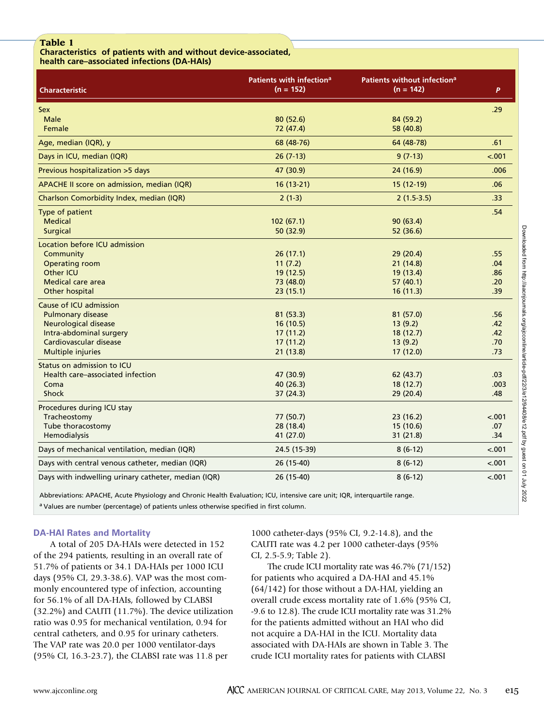**Table 1**
**Characteristics of patients with and without device-associated, health care–associated infections (DA-HAIs)**

| Characteristic | Patients with infection[a] (n = 152) | Patients without infection[a] (n = 142) | P |
|---|---|---|---|
| Sex | | | .29 |
| Male | 80 (52.6) | 84 (59.2) | |
| Female | 72 (47.4) | 58 (40.8) | |
| Age, median (IQR), y | 68 (48-76) | 64 (48-78) | .61 |
| Days in ICU, median (IQR) | 26 (7-13) | 9 (7-13) | <.001 |
| Previous hospitalization >5 days | 47 (30.9) | 24 (16.9) | .006 |
| APACHE II score on admission, median (IQR) | 16 (13-21) | 15 (12-19) | .06 |
| Charlson Comorbidity Index, median (IQR) | 2 (1-3) | 2 (1.5-3.5) | .33 |
| Type of patient | | | .54 |
| Medical | 102 (67.1) | 90 (63.4) | |
| Surgical | 50 (32.9) | 52 (36.6) | |
| Location before ICU admission | | | |
| Community | 26 (17.1) | 29 (20.4) | .55 |
| Operating room | 11 (7.2) | 21 (14.8) | .04 |
| Other ICU | 19 (12.5) | 19 (13.4) | .86 |
| Medical care area | 73 (48.0) | 57 (40.1) | .20 |
| Other hospital | 23 (15.1) | 16 (11.3) | .39 |
| Cause of ICU admission | | | |
| Pulmonary disease | 81 (53.3) | 81 (57.0) | .56 |
| Neurological disease | 16 (10.5) | 13 (9.2) | .42 |
| Intra-abdominal surgery | 17 (11.2) | 18 (12.7) | .42 |
| Cardiovascular disease | 17 (11.2) | 13 (9.2) | .70 |
| Multiple injuries | 21 (13.8) | 17 (12.0) | .73 |
| Status on admission to ICU | | | |
| Health care–associated infection | 47 (30.9) | 62 (43.7) | .03 |
| Coma | 40 (26.3) | 18 (12.7) | .003 |
| Shock | 37 (24.3) | 29 (20.4) | .48 |
| Procedures during ICU stay | | | |
| Tracheostomy | 77 (50.7) | 23 (16.2) | <.001 |
| Tube thoracostomy | 28 (18.4) | 15 (10.6) | .07 |
| Hemodialysis | 41 (27.0) | 31 (21.8) | .34 |
| Days of mechanical ventilation, median (IQR) | 24.5 (15-39) | 8 (6-12) | <.001 |
| Days with central venous catheter, median (IQR) | 26 (15-40) | 8 (6-12) | <.001 |
| Days with indwelling urinary catheter, median (IQR) | 26 (15-40) | 8 (6-12) | <.001 |

Abbreviations: APACHE, Acute Physiology and Chronic Health Evaluation; ICU, intensive care unit; IQR, interquartile range.

[a] Values are number (percentage) of patients unless otherwise specified in first column.

### DA-HAI Rates and Mortality

A total of 205 DA-HAIs were detected in 152 of the 294 patients, resulting in an overall rate of 51.7% of patients or 34.1 DA-HAIs per 1000 ICU days (95% CI, 29.3-38.6). VAP was the most commonly encountered type of infection, accounting for 56.1% of all DA-HAIs, followed by CLABSI (32.2%) and CAUTI (11.7%). The device utilization ratio was 0.95 for mechanical ventilation, 0.94 for central catheters, and 0.95 for urinary catheters. The VAP rate was 20.0 per 1000 ventilator-days (95% CI, 16.3-23.7), the CLABSI rate was 11.8 per 1000 catheter-days (95% CI, 9.2-14.8), and the CAUTI rate was 4.2 per 1000 catheter-days (95% CI, 2.5-5.9; Table 2).

The crude ICU mortality rate was 46.7% (71/152) for patients who acquired a DA-HAI and 45.1% (64/142) for those without a DA-HAI, yielding an overall crude excess mortality rate of 1.6% (95% CI, -9.6 to 12.8). The crude ICU mortality rate was 31.2% for the patients admitted without an HAI who did not acquire a DA-HAI in the ICU. Mortality data associated with DA-HAIs are shown in Table 3. The crude ICU mortality rates for patients with CLABSI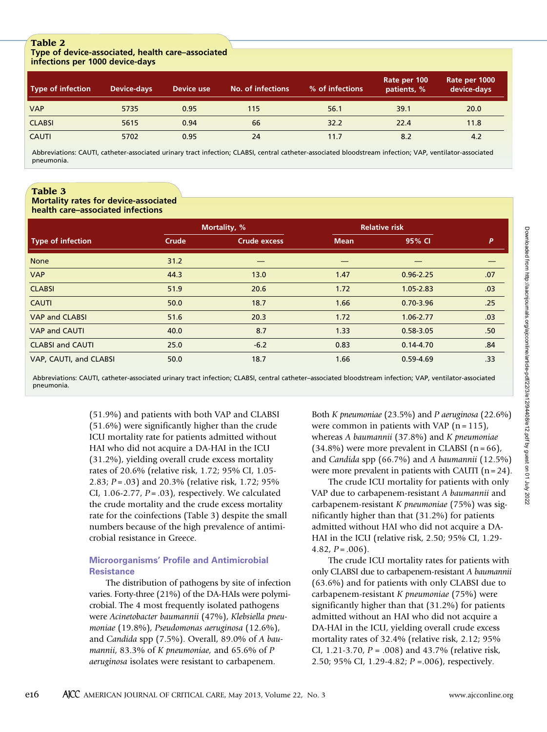**Table 2**
**Type of device-associated, health care–associated infections per 1000 device-days**

| Type of infection | Device-days | Device use | No. of infections | % of infections | Rate per 100 patients, % | Rate per 1000 device-days |
|---|---|---|---|---|---|---|
| VAP | 5735 | 0.95 | 115 | 56.1 | 39.1 | 20.0 |
| CLABSI | 5615 | 0.94 | 66 | 32.2 | 22.4 | 11.8 |
| CAUTI | 5702 | 0.95 | 24 | 11.7 | 8.2 | 4.2 |

Abbreviations: CAUTI, catheter-associated urinary tract infection; CLABSI, central catheter-associated bloodstream infection; VAP, ventilator-associated pneumonia.

**Table 3**
**Mortality rates for device-associated health care–associated infections**

| Type of infection | Mortality, % | | Relative risk | | |
|---|---|---|---|---|---|
| | Crude | Crude excess | Mean | 95% CI | P |
| None | 31.2 | — | — | — | — |
| VAP | 44.3 | 13.0 | 1.47 | 0.96-2.25 | .07 |
| CLABSI | 51.9 | 20.6 | 1.72 | 1.05-2.83 | .03 |
| CAUTI | 50.0 | 18.7 | 1.66 | 0.70-3.96 | .25 |
| VAP and CLABSI | 51.6 | 20.3 | 1.72 | 1.06-2.77 | .03 |
| VAP and CAUTI | 40.0 | 8.7 | 1.33 | 0.58-3.05 | .50 |
| CLABSI and CAUTI | 25.0 | -6.2 | 0.83 | 0.14-4.70 | .84 |
| VAP, CAUTI, and CLABSI | 50.0 | 18.7 | 1.66 | 0.59-4.69 | .33 |

Abbreviations: CAUTI, catheter-associated urinary tract infection; CLABSI, central catheter–associated bloodstream infection; VAP, ventilator-associated pneumonia.

(51.9%) and patients with both VAP and CLABSI (51.6%) were significantly higher than the crude ICU mortality rate for patients admitted without HAI who did not acquire a DA-HAI in the ICU (31.2%), yielding overall crude excess mortality rates of 20.6% (relative risk, 1.72; 95% CI, 1.05-2.83; $P = .03$) and 20.3% (relative risk, 1.72; 95% CI, 1.06-2.77, $P = .03$), respectively. We calculated the crude mortality and the crude excess mortality rate for the coinfections (Table 3) despite the small numbers because of the high prevalence of antimicrobial resistance in Greece.

### Microorganisms' Profile and Antimicrobial Resistance

The distribution of pathogens by site of infection varies. Forty-three (21%) of the DA-HAIs were polymicrobial. The 4 most frequently isolated pathogens were *Acinetobacter baumannii* (47%), *Klebsiella pneumoniae* (19.8%), *Pseudomonas aeruginosa* (12.6%), and *Candida* spp (7.5%). Overall, 89.0% of *A baumannii*, 83.3% of *K pneumoniae*, and 65.6% of *P aeruginosa* isolates were resistant to carbapenem.

Both *K pneumoniae* (23.5%) and *P aeruginosa* (22.6%) were common in patients with VAP (n = 115), whereas *A baumannii* (37.8%) and *K pneumoniae* (34.8%) were more prevalent in CLABSI (n = 66), and *Candida* spp (66.7%) and *A baumannii* (12.5%) were more prevalent in patients with CAUTI (n = 24).

The crude ICU mortality for patients with only VAP due to carbapenem-resistant *A baumannii* and carbapenem-resistant *K pneumoniae* (75%) was significantly higher than that (31.2%) for patients admitted without HAI who did not acquire a DA-HAI in the ICU (relative risk, 2.50; 95% CI, 1.29-4.82, $P = .006$).

The crude ICU mortality rates for patients with only CLABSI due to carbapenem-resistant *A baumannii* (63.6%) and for patients with only CLABSI due to carbapenem-resistant *K pneumoniae* (75%) were significantly higher than that (31.2%) for patients admitted without an HAI who did not acquire a DA-HAI in the ICU, yielding overall crude excess mortality rates of 32.4% (relative risk, 2.12; 95% CI, 1.21-3.70, $P = .008$) and 43.7% (relative risk, 2.50; 95% CI, 1.29-4.82; $P = .006$), respectively.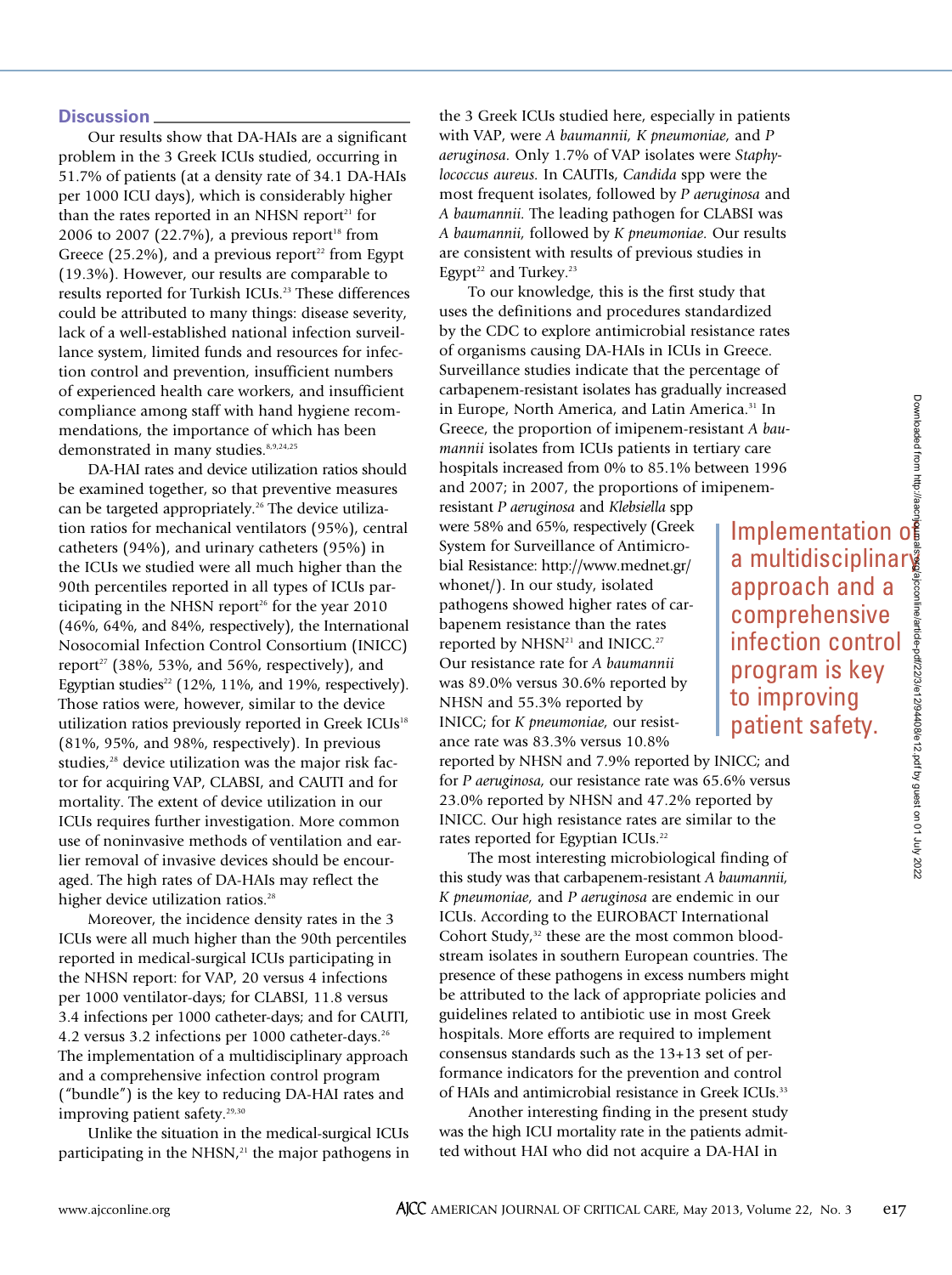## Discussion

Our results show that DA-HAIs are a significant problem in the 3 Greek ICUs studied, occurring in 51.7% of patients (at a density rate of 34.1 DA-HAIs per 1000 ICU days), which is considerably higher than the rates reported in an NHSN report[21] for 2006 to 2007 (22.7%), a previous report[18] from Greece (25.2%), and a previous report[22] from Egypt (19.3%). However, our results are comparable to results reported for Turkish ICUs.[23] These differences could be attributed to many things: disease severity, lack of a well-established national infection surveillance system, limited funds and resources for infection control and prevention, insufficient numbers of experienced health care workers, and insufficient compliance among staff with hand hygiene recommendations, the importance of which has been demonstrated in many studies.[8,9,24,25]

DA-HAI rates and device utilization ratios should be examined together, so that preventive measures can be targeted appropriately.[26] The device utilization ratios for mechanical ventilators (95%), central catheters (94%), and urinary catheters (95%) in the ICUs we studied were all much higher than the 90th percentiles reported in all types of ICUs participating in the NHSN report[26] for the year 2010 (46%, 64%, and 84%, respectively), the International Nosocomial Infection Control Consortium (INICC) report[27] (38%, 53%, and 56%, respectively), and Egyptian studies[22] (12%, 11%, and 19%, respectively). Those ratios were, however, similar to the device utilization ratios previously reported in Greek ICUs[18] (81%, 95%, and 98%, respectively). In previous studies,[28] device utilization was the major risk factor for acquiring VAP, CLABSI, and CAUTI and for mortality. The extent of device utilization in our ICUs requires further investigation. More common use of noninvasive methods of ventilation and earlier removal of invasive devices should be encouraged. The high rates of DA-HAIs may reflect the higher device utilization ratios.[28]

Moreover, the incidence density rates in the 3 ICUs were all much higher than the 90th percentiles reported in medical-surgical ICUs participating in the NHSN report: for VAP, 20 versus 4 infections per 1000 ventilator-days; for CLABSI, 11.8 versus 3.4 infections per 1000 catheter-days; and for CAUTI, 4.2 versus 3.2 infections per 1000 catheter-days.[26] The implementation of a multidisciplinary approach and a comprehensive infection control program ("bundle") is the key to reducing DA-HAI rates and improving patient safety.[29,30]

Unlike the situation in the medical-surgical ICUs participating in the NHSN,[21] the major pathogens in the 3 Greek ICUs studied here, especially in patients with VAP, were *A baumannii, K pneumoniae,* and *P aeruginosa.* Only 1.7% of VAP isolates were *Staphylococcus aureus.* In CAUTIs, *Candida* spp were the most frequent isolates, followed by *P aeruginosa* and *A baumannii.* The leading pathogen for CLABSI was *A baumannii,* followed by *K pneumoniae.* Our results are consistent with results of previous studies in Egypt[22] and Turkey.[23]

To our knowledge, this is the first study that uses the definitions and procedures standardized by the CDC to explore antimicrobial resistance rates of organisms causing DA-HAIs in ICUs in Greece. Surveillance studies indicate that the percentage of carbapenem-resistant isolates has gradually increased in Europe, North America, and Latin America.[31] In Greece, the proportion of imipenem-resistant *A baumannii* isolates from ICUs patients in tertiary care hospitals increased from 0% to 85.1% between 1996 and 2007; in 2007, the proportions of imipenem-resistant *P aeruginosa* and *Klebsiella* spp were 58% and 65%, respectively (Greek System for Surveillance of Antimicrobial Resistance: http://www.mednet.gr/whonet/). In our study, isolated pathogens showed higher rates of carbapenem resistance than the rates reported by NHSN[21] and INICC.[27] Our resistance rate for *A baumannii* was 89.0% versus 30.6% reported by NHSN and 55.3% reported by INICC; for *K pneumoniae,* our resistance rate was 83.3% versus 10.8% reported by NHSN and 7.9% reported by INICC; and for *P aeruginosa,* our resistance rate was 65.6% versus 23.0% reported by NHSN and 47.2% reported by INICC. Our high resistance rates are similar to the rates reported for Egyptian ICUs.[22]

> Implementation of a multidisciplinary approach and a comprehensive infection control program is key to improving patient safety.

The most interesting microbiological finding of this study was that carbapenem-resistant *A baumannii, K pneumoniae,* and *P aeruginosa* are endemic in our ICUs. According to the EUROBACT International Cohort Study,[32] these are the most common bloodstream isolates in southern European countries. The presence of these pathogens in excess numbers might be attributed to the lack of appropriate policies and guidelines related to antibiotic use in most Greek hospitals. More efforts are required to implement consensus standards such as the 13+13 set of performance indicators for the prevention and control of HAIs and antimicrobial resistance in Greek ICUs.[33]

Another interesting finding in the present study was the high ICU mortality rate in the patients admitted without HAI who did not acquire a DA-HAI in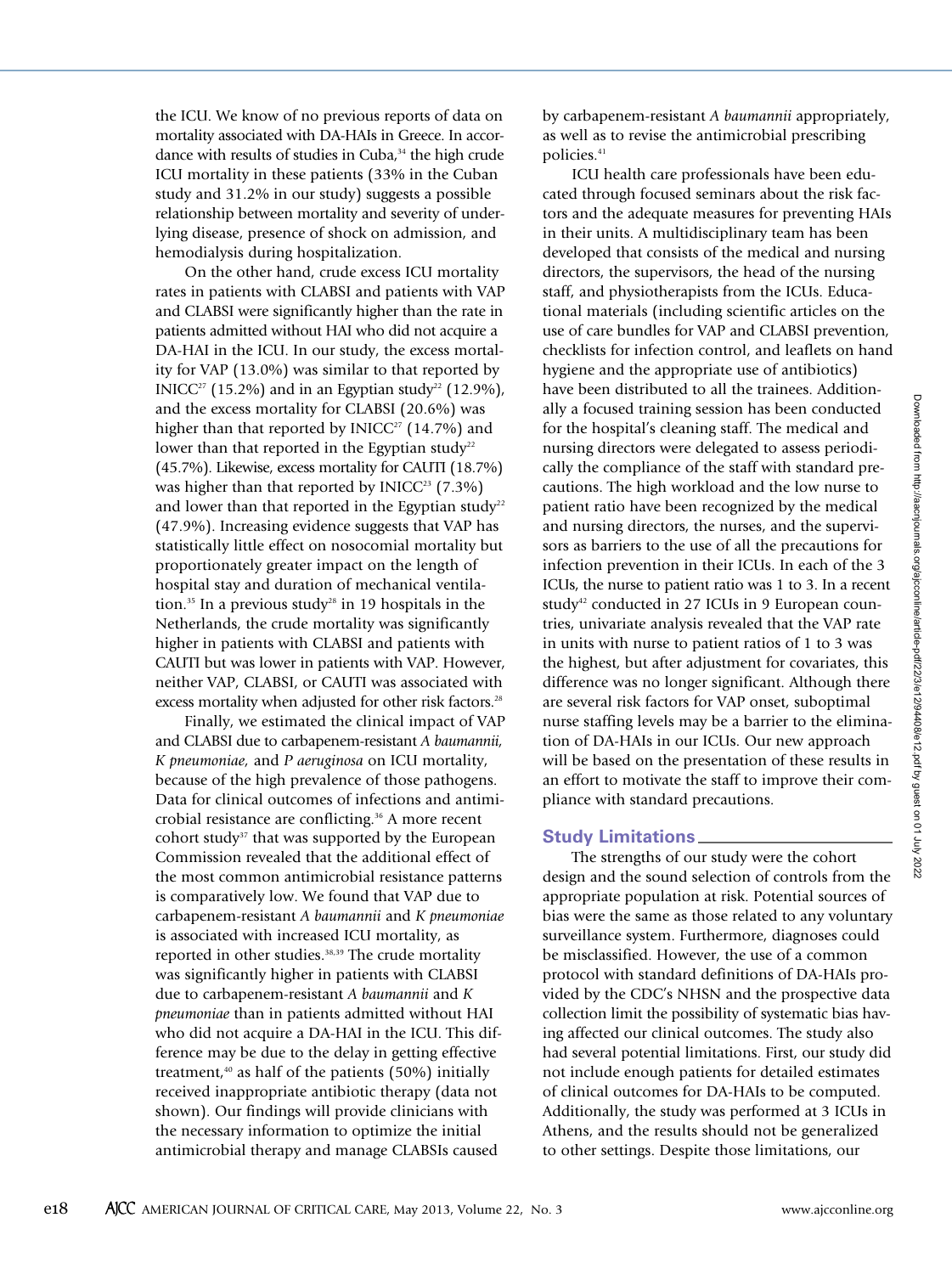the ICU. We know of no previous reports of data on mortality associated with DA-HAIs in Greece. In accordance with results of studies in Cuba,[34] the high crude ICU mortality in these patients (33% in the Cuban study and 31.2% in our study) suggests a possible relationship between mortality and severity of underlying disease, presence of shock on admission, and hemodialysis during hospitalization.

On the other hand, crude excess ICU mortality rates in patients with CLABSI and patients with VAP and CLABSI were significantly higher than the rate in patients admitted without HAI who did not acquire a DA-HAI in the ICU. In our study, the excess mortality for VAP (13.0%) was similar to that reported by INICC[27] (15.2%) and in an Egyptian study[22] (12.9%), and the excess mortality for CLABSI (20.6%) was higher than that reported by INICC[27] (14.7%) and lower than that reported in the Egyptian study[22] (45.7%). Likewise, excess mortality for CAUTI (18.7%) was higher than that reported by INICC[23] (7.3%) and lower than that reported in the Egyptian study[22] (47.9%). Increasing evidence suggests that VAP has statistically little effect on nosocomial mortality but proportionately greater impact on the length of hospital stay and duration of mechanical ventilation.[35] In a previous study[28] in 19 hospitals in the Netherlands, the crude mortality was significantly higher in patients with CLABSI and patients with CAUTI but was lower in patients with VAP. However, neither VAP, CLABSI, or CAUTI was associated with excess mortality when adjusted for other risk factors.[28]

Finally, we estimated the clinical impact of VAP and CLABSI due to carbapenem-resistant *A baumannii*, *K pneumoniae*, and *P aeruginosa* on ICU mortality, because of the high prevalence of those pathogens. Data for clinical outcomes of infections and antimicrobial resistance are conflicting.[36] A more recent cohort study[37] that was supported by the European Commission revealed that the additional effect of the most common antimicrobial resistance patterns is comparatively low. We found that VAP due to carbapenem-resistant *A baumannii* and *K pneumoniae* is associated with increased ICU mortality, as reported in other studies.[38,39] The crude mortality was significantly higher in patients with CLABSI due to carbapenem-resistant *A baumannii* and *K pneumoniae* than in patients admitted without HAI who did not acquire a DA-HAI in the ICU. This difference may be due to the delay in getting effective treatment,[40] as half of the patients (50%) initially received inappropriate antibiotic therapy (data not shown). Our findings will provide clinicians with the necessary information to optimize the initial antimicrobial therapy and manage CLABSIs caused by carbapenem-resistant *A baumannii* appropriately, as well as to revise the antimicrobial prescribing policies.[41]

ICU health care professionals have been educated through focused seminars about the risk factors and the adequate measures for preventing HAIs in their units. A multidisciplinary team has been developed that consists of the medical and nursing directors, the supervisors, the head of the nursing staff, and physiotherapists from the ICUs. Educational materials (including scientific articles on the use of care bundles for VAP and CLABSI prevention, checklists for infection control, and leaflets on hand hygiene and the appropriate use of antibiotics) have been distributed to all the trainees. Additionally a focused training session has been conducted for the hospital's cleaning staff. The medical and nursing directors were delegated to assess periodically the compliance of the staff with standard precautions. The high workload and the low nurse to patient ratio have been recognized by the medical and nursing directors, the nurses, and the supervisors as barriers to the use of all the precautions for infection prevention in their ICUs. In each of the 3 ICUs, the nurse to patient ratio was 1 to 3. In a recent study[42] conducted in 27 ICUs in 9 European countries, univariate analysis revealed that the VAP rate in units with nurse to patient ratios of 1 to 3 was the highest, but after adjustment for covariates, this difference was no longer significant. Although there are several risk factors for VAP onset, suboptimal nurse staffing levels may be a barrier to the elimination of DA-HAIs in our ICUs. Our new approach will be based on the presentation of these results in an effort to motivate the staff to improve their compliance with standard precautions.

## Study Limitations

The strengths of our study were the cohort design and the sound selection of controls from the appropriate population at risk. Potential sources of bias were the same as those related to any voluntary surveillance system. Furthermore, diagnoses could be misclassified. However, the use of a common protocol with standard definitions of DA-HAIs provided by the CDC's NHSN and the prospective data collection limit the possibility of systematic bias having affected our clinical outcomes. The study also had several potential limitations. First, our study did not include enough patients for detailed estimates of clinical outcomes for DA-HAIs to be computed. Additionally, the study was performed at 3 ICUs in Athens, and the results should not be generalized to other settings. Despite those limitations, our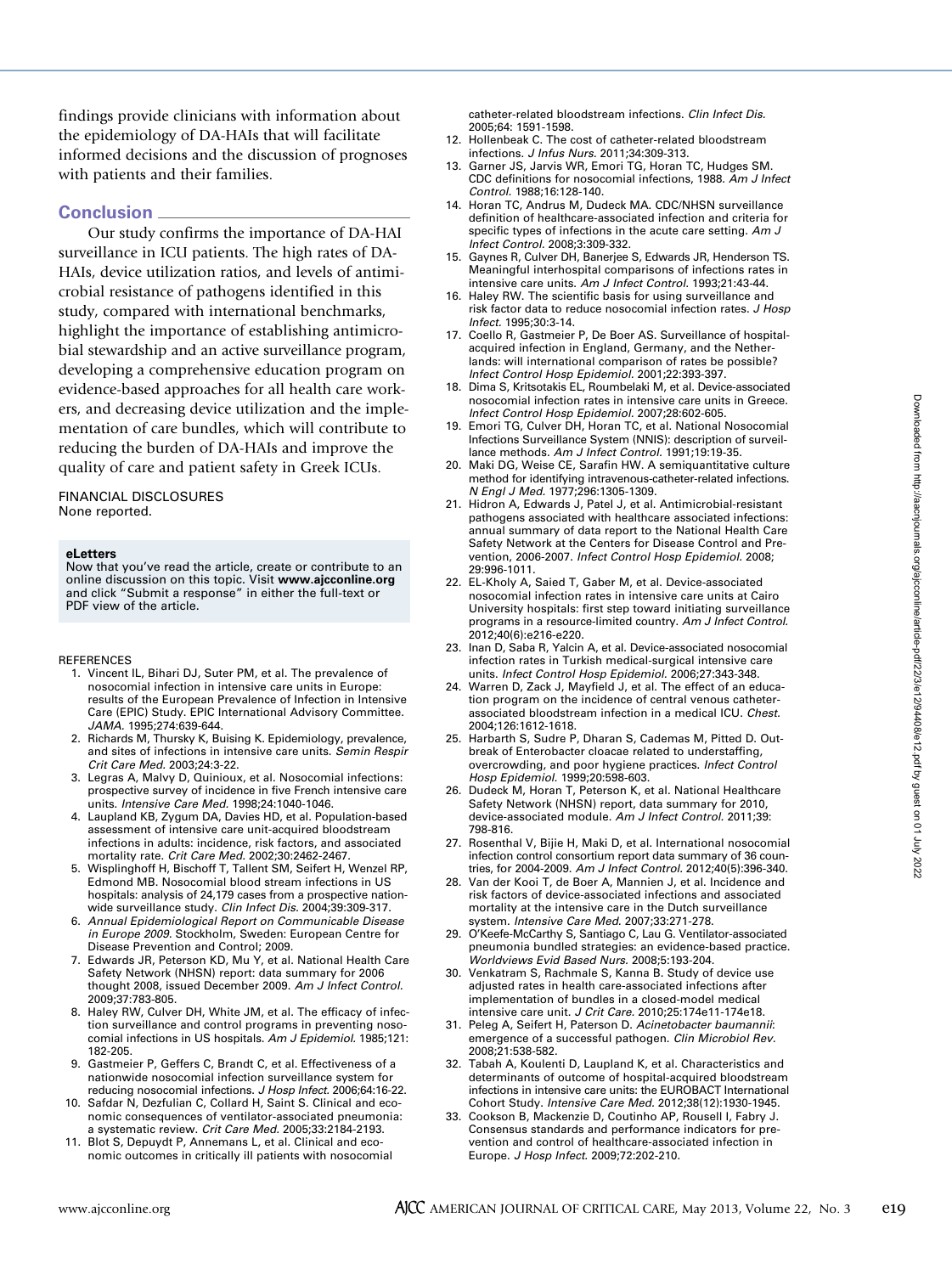findings provide clinicians with information about the epidemiology of DA-HAIs that will facilitate informed decisions and the discussion of prognoses with patients and their families.

## Conclusion

Our study confirms the importance of DA-HAI surveillance in ICU patients. The high rates of DA-HAIs, device utilization ratios, and levels of antimicrobial resistance of pathogens identified in this study, compared with international benchmarks, highlight the importance of establishing antimicrobial stewardship and an active surveillance program, developing a comprehensive education program on evidence-based approaches for all health care workers, and decreasing device utilization and the implementation of care bundles, which will contribute to reducing the burden of DA-HAIs and improve the quality of care and patient safety in Greek ICUs.

FINANCIAL DISCLOSURES
None reported.

**eLetters**
Now that you've read the article, create or contribute to an online discussion on this topic. Visit **www.ajcconline.org** and click "Submit a response" in either the full-text or PDF view of the article.

REFERENCES

1. Vincent IL, Bihari DJ, Suter PM, et al. The prevalence of nosocomial infection in intensive care units in Europe: results of the European Prevalence of Infection in Intensive Care (EPIC) Study. EPIC International Advisory Committee. *JAMA.* 1995;274:639-644.
2. Richards M, Thursky K, Buising K. Epidemiology, prevalence, and sites of infections in intensive care units. *Semin Respir Crit Care Med.* 2003;24:3-22.
3. Legras A, Malvy D, Quinioux, et al. Nosocomial infections: prospective survey of incidence in five French intensive care units. *Intensive Care Med.* 1998;24:1040-1046.
4. Laupland KB, Zygum DA, Davies HD, et al. Population-based assessment of intensive care unit-acquired bloodstream infections in adults: incidence, risk factors, and associated mortality rate. *Crit Care Med.* 2002;30:2462-2467.
5. Wisplinghoff H, Bischoff T, Tallent SM, Seifert H, Wenzel RP, Edmond MB. Nosocomial blood stream infections in US hospitals: analysis of 24,179 cases from a prospective nationwide surveillance study. *Clin Infect Dis.* 2004;39:309-317.
6. *Annual Epidemiological Report on Communicable Disease in Europe 2009.* Stockholm, Sweden: European Centre for Disease Prevention and Control; 2009.
7. Edwards JR, Peterson KD, Mu Y, et al. National Health Care Safety Network (NHSN) report: data summary for 2006 thought 2008, issued December 2009. *Am J Infect Control.* 2009;37:783-805.
8. Haley RW, Culver DH, White JM, et al. The efficacy of infection surveillance and control programs in preventing nosocomial infections in US hospitals. *Am J Epidemiol.* 1985;121:182-205.
9. Gastmeier P, Geffers C, Brandt C, et al. Effectiveness of a nationwide nosocomial infection surveillance system for reducing nosocomial infections. *J Hosp Infect.* 2006;64:16-22.
10. Safdar N, Dezfulian C, Collard H, Saint S. Clinical and economic consequences of ventilator-associated pneumonia: a systematic review. *Crit Care Med.* 2005;33:2184-2193.
11. Blot S, Depuydt P, Annemans L, et al. Clinical and economic outcomes in critically ill patients with nosocomial catheter-related bloodstream infections. *Clin Infect Dis.* 2005;64: 1591-1598.
12. Hollenbeak C. The cost of catheter-related bloodstream infections. *J Infus Nurs.* 2011;34:309-313.
13. Garner JS, Jarvis WR, Emori TG, Horan TC, Hudges SM. CDC definitions for nosocomial infections, 1988. *Am J Infect Control.* 1988;16:128-140.
14. Horan TC, Andrus M, Dudeck MA. CDC/NHSN surveillance definition of healthcare-associated infection and criteria for specific types of infections in the acute care setting. *Am J Infect Control.* 2008;3:309-332.
15. Gaynes R, Culver DH, Banerjee S, Edwards JR, Henderson TS. Meaningful interhospital comparisons of infections rates in intensive care units. *Am J Infect Control.* 1993;21:43-44.
16. Haley RW. The scientific basis for using surveillance and risk factor data to reduce nosocomial infection rates. *J Hosp Infect.* 1995;30:3-14.
17. Coello R, Gastmeier P, De Boer AS. Surveillance of hospital-acquired infection in England, Germany, and the Netherlands: will international comparison of rates be possible? *Infect Control Hosp Epidemiol.* 2001;22:393-397.
18. Dima S, Kritsotakis EL, Roumbelaki M, et al. Device-associated nosocomial infection rates in intensive care units in Greece. *Infect Control Hosp Epidemiol.* 2007;28:602-605.
19. Emori TG, Culver DH, Horan TC, et al. National Nosocomial Infections Surveillance System (NNIS): description of surveillance methods. *Am J Infect Control.* 1991;19:19-35.
20. Maki DG, Weise CE, Sarafin HW. A semiquantitative culture method for identifying intravenous-catheter-related infections. *N Engl J Med.* 1977;296:1305-1309.
21. Hidron A, Edwards J, Patel J, et al. Antimicrobial-resistant pathogens associated with healthcare associated infections: annual summary of data report to the National Health Care Safety Network at the Centers for Disease Control and Prevention, 2006-2007. *Infect Control Hosp Epidemiol.* 2008; 29:996-1011.
22. EL-Kholy A, Saied T, Gaber M, et al. Device-associated nosocomial infection rates in intensive care units at Cairo University hospitals: first step toward initiating surveillance programs in a resource-limited country. *Am J Infect Control.* 2012;40(6):e216-e220.
23. Inan D, Saba R, Yalcin A, et al. Device-associated nosocomial infection rates in Turkish medical-surgical intensive care units. *Infect Control Hosp Epidemiol.* 2006;27:343-348.
24. Warren D, Zack J, Mayfield J, et al. The effect of an education program on the incidence of central venous catheter-associated bloodstream infection in a medical ICU. *Chest.* 2004;126:1612-1618.
25. Harbarth S, Sudre P, Dharan S, Cademas M, Pitted D. Outbreak of Enterobacter cloacae related to understaffing, overcrowding, and poor hygiene practices. *Infect Control Hosp Epidemiol.* 1999;20:598-603.
26. Dudeck M, Horan T, Peterson K, et al. National Healthcare Safety Network (NHSN) report, data summary for 2010, device-associated module. *Am J Infect Control.* 2011;39: 798-816.
27. Rosenthal V, Bijie H, Maki D, et al. International nosocomial infection control consortium report data summary of 36 countries, for 2004-2009. *Am J Infect Control.* 2012;40(5):396-340.
28. Van der Kooi T, de Boer A, Mannien J, et al. Incidence and risk factors of device-associated infections and associated mortality at the intensive care in the Dutch surveillance system. *Intensive Care Med.* 2007;33:271-278.
29. O'Keefe-McCarthy S, Santiago C, Lau G. Ventilator-associated pneumonia bundled strategies: an evidence-based practice. *Worldviews Evid Based Nurs.* 2008;5:193-204.
30. Venkatram S, Rachmale S, Kanna B. Study of device use adjusted rates in health care-associated infections after implementation of bundles in a closed-model medical intensive care unit. *J Crit Care.* 2010;25:174e11-174e18.
31. Peleg A, Seifert H, Paterson D. *Acinetobacter baumannii*: emergence of a successful pathogen. *Clin Microbiol Rev.* 2008;21:538-582.
32. Tabah A, Koulenti D, Laupland K, et al. Characteristics and determinants of outcome of hospital-acquired bloodstream infections in intensive care units: the EUROBACT International Cohort Study. *Intensive Care Med.* 2012;38(12):1930-1945.
33. Cookson B, Mackenzie D, Coutinho AP, Rousell I, Fabry J. Consensus standards and performance indicators for prevention and control of healthcare-associated infection in Europe. *J Hosp Infect.* 2009;72:202-210.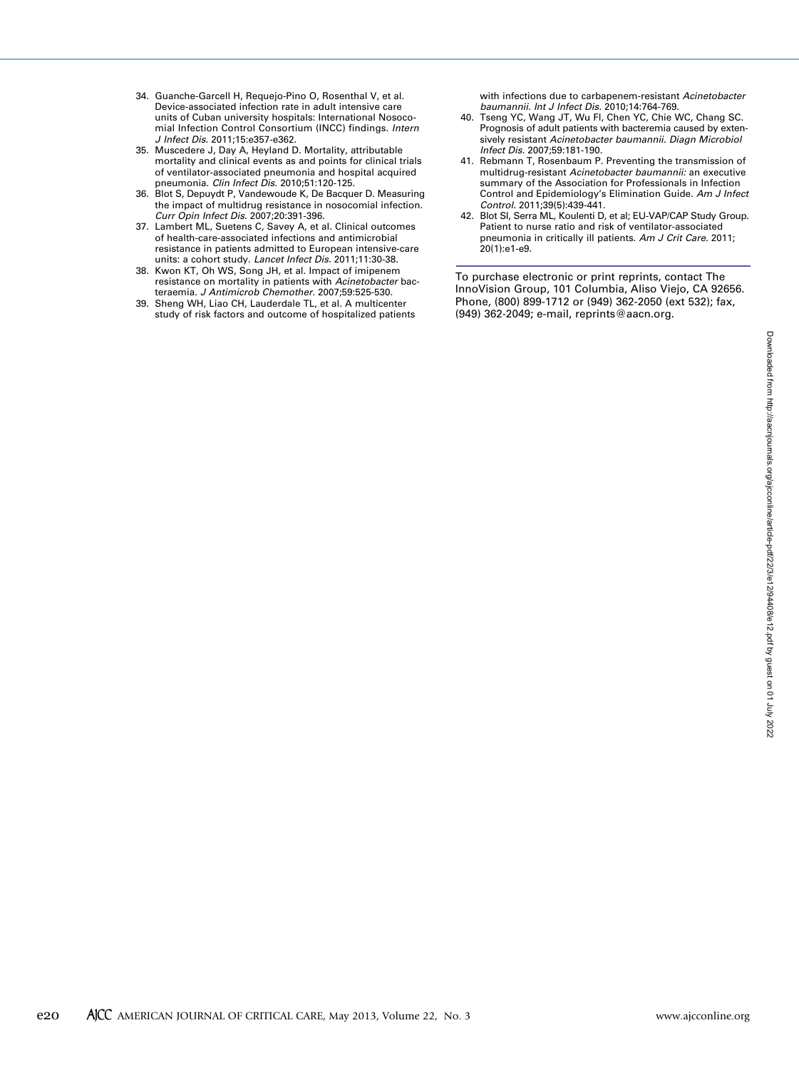34. Guanche-Garcell H, Requejo-Pino O, Rosenthal V, et al. Device-associated infection rate in adult intensive care units of Cuban university hospitals: International Nosocomial Infection Control Consortium (INCC) findings. *Intern J Infect Dis.* 2011;15:e357-e362.
35. Muscedere J, Day A, Heyland D. Mortality, attributable mortality and clinical events as and points for clinical trials of ventilator-associated pneumonia and hospital acquired pneumonia. *Clin Infect Dis.* 2010;51:120-125.
36. Blot S, Depuydt P, Vandewoude K, De Bacquer D. Measuring the impact of multidrug resistance in nosocomial infection. *Curr Opin Infect Dis.* 2007;20:391-396.
37. Lambert ML, Suetens C, Savey A, et al. Clinical outcomes of health-care-associated infections and antimicrobial resistance in patients admitted to European intensive-care units: a cohort study. *Lancet Infect Dis.* 2011;11:30-38.
38. Kwon KT, Oh WS, Song JH, et al. Impact of imipenem resistance on mortality in patients with *Acinetobacter* bacteraemia. *J Antimicrob Chemother.* 2007;59:525-530.
39. Sheng WH, Liao CH, Lauderdale TL, et al. A multicenter study of risk factors and outcome of hospitalized patients with infections due to carbapenem-resistant *Acinetobacter baumannii. Int J Infect Dis.* 2010;14:764-769.
40. Tseng YC, Wang JT, Wu FI, Chen YC, Chie WC, Chang SC. Prognosis of adult patients with bacteremia caused by extensively resistant *Acinetobacter baumannii. Diagn Microbiol Infect Dis.* 2007;59:181-190.
41. Rebmann T, Rosenbaum P. Preventing the transmission of multidrug-resistant *Acinetobacter baumannii:* an executive summary of the Association for Professionals in Infection Control and Epidemiology's Elimination Guide. *Am J Infect Control.* 2011;39(5):439-441.
42. Blot SI, Serra ML, Koulenti D, et al; EU-VAP/CAP Study Group. Patient to nurse ratio and risk of ventilator-associated pneumonia in critically ill patients. *Am J Crit Care.* 2011; 20(1):e1-e9.

To purchase electronic or print reprints, contact The InnoVision Group, 101 Columbia, Aliso Viejo, CA 92656. Phone, (800) 899-1712 or (949) 362-2050 (ext 532); fax, (949) 362-2049; e-mail, reprints@aacn.org.